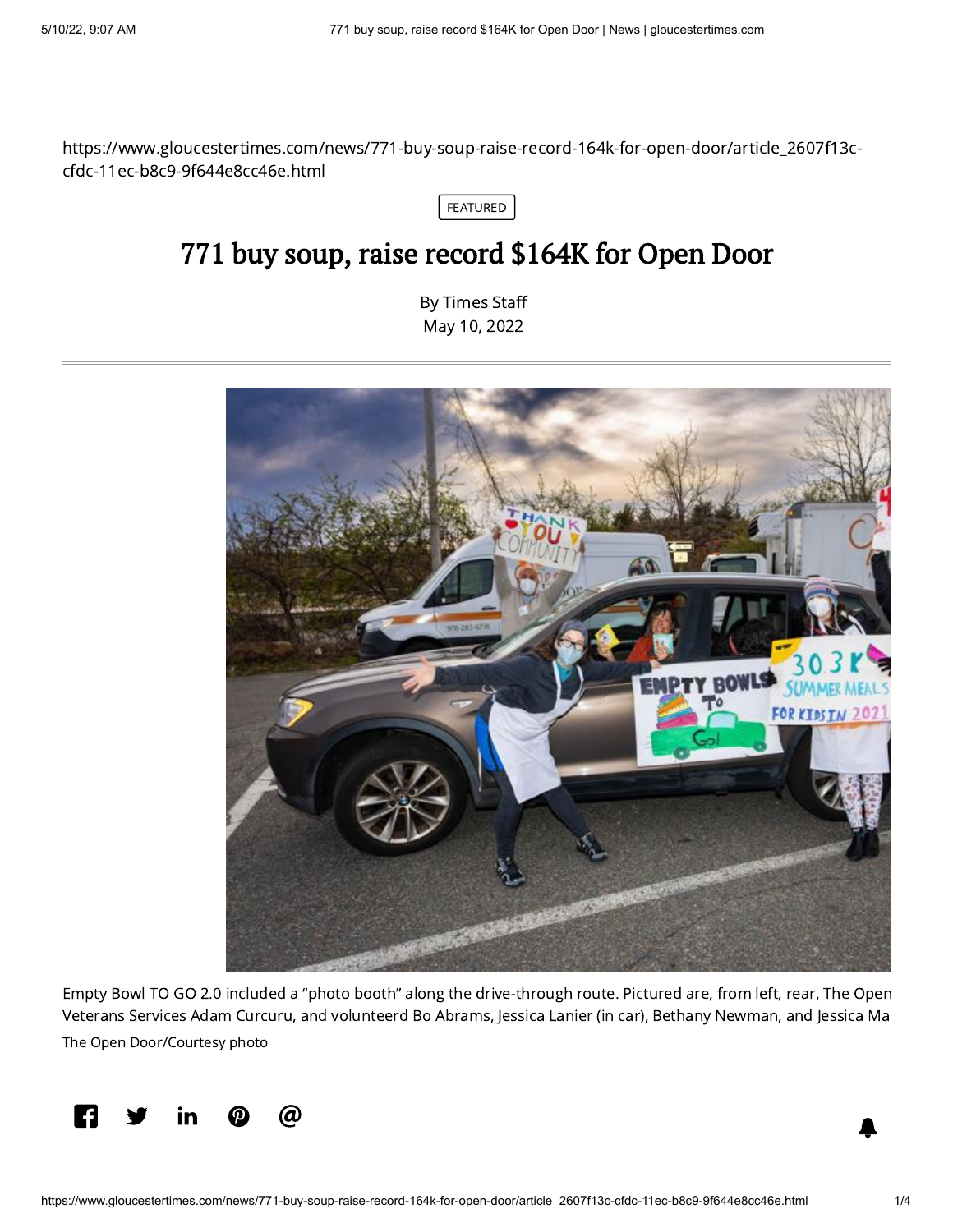https://www.gloucestertimes.com/news/771-buy-soup-raise-record-164k-for-open-door/article_2607f13c-cfdc-11ec-b8c9-9f644e8cc46e.html

FEATURED

# 771 buy soup, raise record $164K for Open Door

By Times Staff
May 10, 2022

Empty Bowl TO GO 2.0 included a “photo booth” along the drive-through route. Pictured are, from left, rear, The Open Veterans Services Adam Curcuru, and volunteerd Bo Abrams, Jessica Lanier (in car), Bethany Newman, and Jessica Ma

The Open Door/Courtesy photo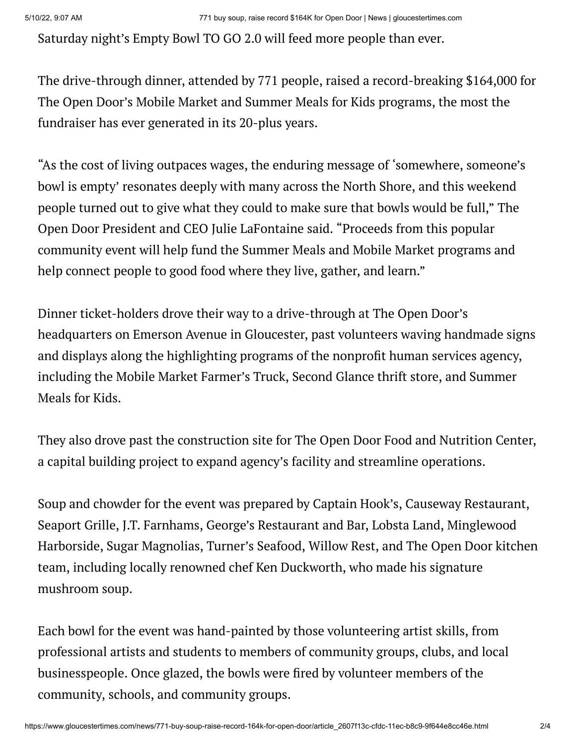Saturday night's Empty Bowl TO GO 2.0 will feed more people than ever.

The drive-through dinner, attended by 771 people, raised a record-breaking $164,000 for The Open Door's Mobile Market and Summer Meals for Kids programs, the most the fundraiser has ever generated in its 20-plus years.

"As the cost of living outpaces wages, the enduring message of 'somewhere, someone's bowl is empty' resonates deeply with many across the North Shore, and this weekend people turned out to give what they could to make sure that bowls would be full," The Open Door President and CEO Julie LaFontaine said. "Proceeds from this popular community event will help fund the Summer Meals and Mobile Market programs and help connect people to good food where they live, gather, and learn."

Dinner ticket-holders drove their way to a drive-through at The Open Door's headquarters on Emerson Avenue in Gloucester, past volunteers waving handmade signs and displays along the highlighting programs of the nonprofit human services agency, including the Mobile Market Farmer's Truck, Second Glance thrift store, and Summer Meals for Kids.

They also drove past the construction site for The Open Door Food and Nutrition Center, a capital building project to expand agency's facility and streamline operations.

Soup and chowder for the event was prepared by Captain Hook's, Causeway Restaurant, Seaport Grille, J.T. Farnhams, George's Restaurant and Bar, Lobsta Land, Minglewood Harborside, Sugar Magnolias, Turner's Seafood, Willow Rest, and The Open Door kitchen team, including locally renowned chef Ken Duckworth, who made his signature mushroom soup.

Each bowl for the event was hand-painted by those volunteering artist skills, from professional artists and students to members of community groups, clubs, and local businesspeople. Once glazed, the bowls were fired by volunteer members of the community, schools, and community groups.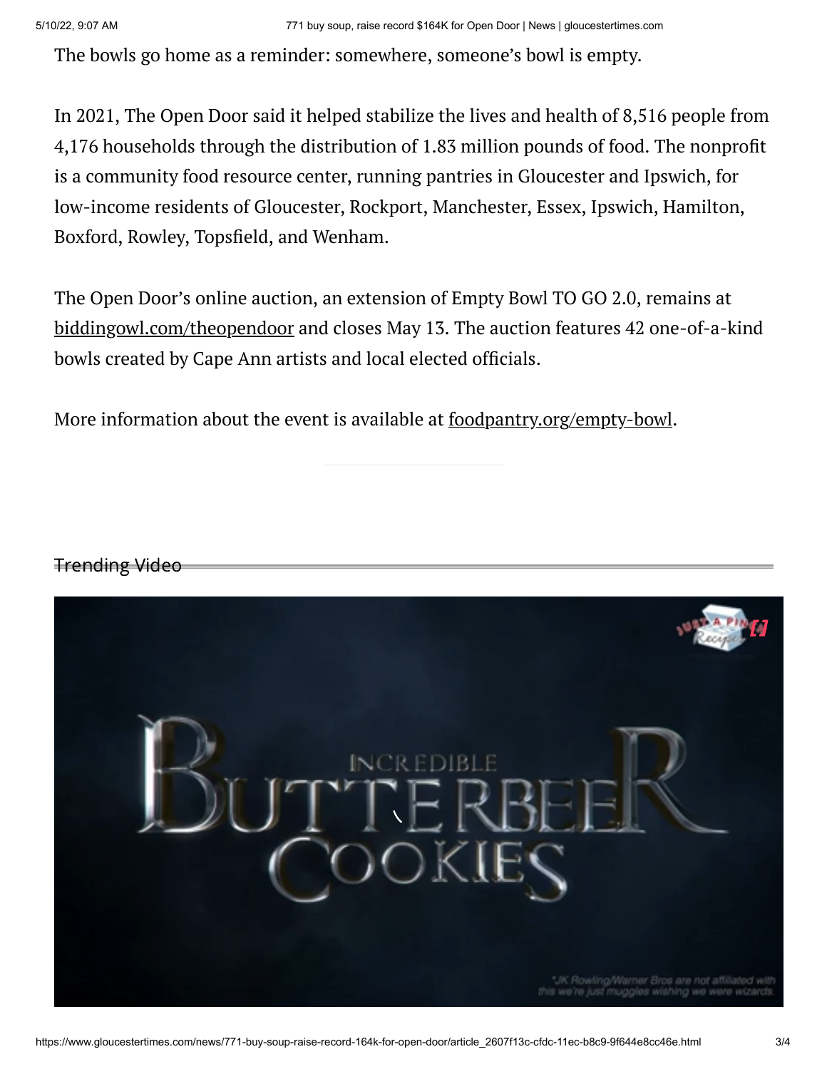The bowls go home as a reminder: somewhere, someone's bowl is empty.

In 2021, The Open Door said it helped stabilize the lives and health of 8,516 people from 4,176 households through the distribution of 1.83 million pounds of food. The nonprofit is a community food resource center, running pantries in Gloucester and Ipswich, for low-income residents of Gloucester, Rockport, Manchester, Essex, Ipswich, Hamilton, Boxford, Rowley, Topsfield, and Wenham.

The Open Door's online auction, an extension of Empty Bowl TO GO 2.0, remains at biddingowl.com/theopendoor and closes May 13. The auction features 42 one-of-a-kind bowls created by Cape Ann artists and local elected officials.

More information about the event is available at foodpantry.org/empty-bowl.

## Trending Video

INCREDIBLE BUTTERBEER COOKIES

*JK Rowling/Warner Bros are not affiliated with this we're just muggles wishing we were wizards.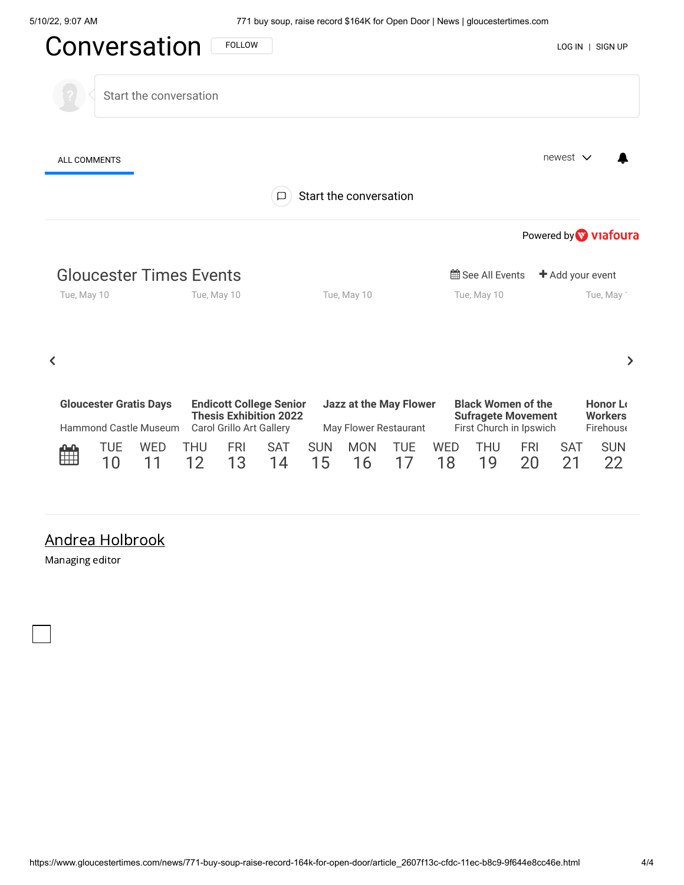# Conversation

FOLLOW

LOG IN | SIGN UP

Start the conversation

ALL COMMENTS

newest

Start the conversation

Powered by viafoura

## Gloucester Times Events

See All Events

Add your event

Tue, May 10

**Gloucester Gratis Days**

Hammond Castle Museum

Tue, May 10

**Endicott College Senior Thesis Exhibition 2022**

Carol Grillo Art Gallery

Tue, May 10

**Jazz at the May Flower**

May Flower Restaurant

Tue, May 10

**Black Women of the Sufragete Movement**

First Church in Ipswich

Tue, May 1

**Honor L Workers**

Firehouse

| TUE | WED | THU | FRI | SAT | SUN | MON | TUE | WED | THU | FRI | SAT | SUN |
|---|---|---|---|---|---|---|---|---|---|---|---|---|
| 10 | 11 | 12 | 13 | 14 | 15 | 16 | 17 | 18 | 19 | 20 | 21 | 22 |

Andrea Holbrook

Managing editor